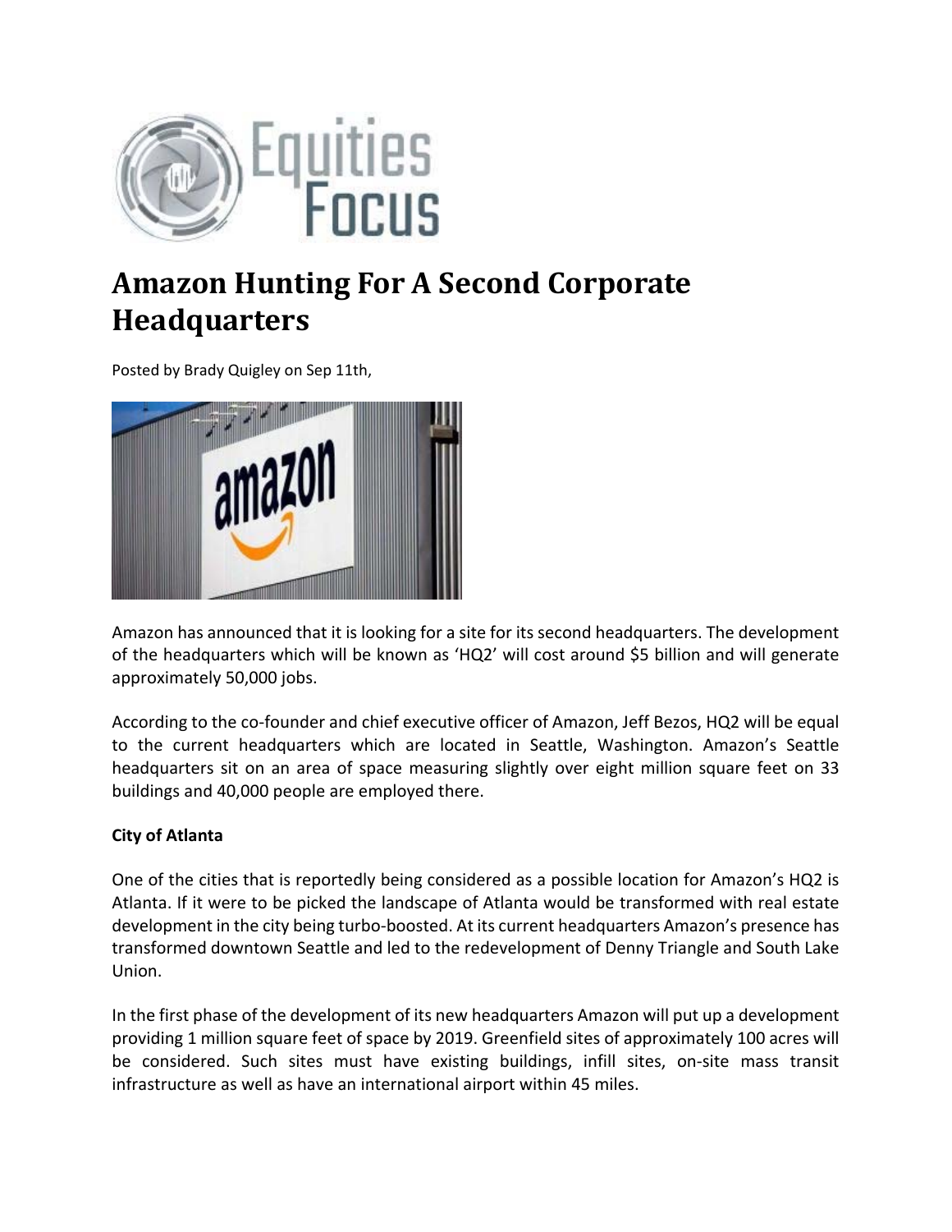# Amazon Hunting For A Second Corporate Headquarters

Posted by Brady Quigley on Sep 11th,

Amazon has announced that it is looking for a site for its second headquarters. The development of the headquarters which will be known as 'HQ2' will cost around $5 billion and will generate approximately 50,000 jobs.

According to the co-founder and chief executive officer of Amazon, Jeff Bezos, HQ2 will be equal to the current headquarters which are located in Seattle, Washington. Amazon's Seattle headquarters sit on an area of space measuring slightly over eight million square feet on 33 buildings and 40,000 people are employed there.

**City of Atlanta**

One of the cities that is reportedly being considered as a possible location for Amazon's HQ2 is Atlanta. If it were to be picked the landscape of Atlanta would be transformed with real estate development in the city being turbo-boosted. At its current headquarters Amazon's presence has transformed downtown Seattle and led to the redevelopment of Denny Triangle and South Lake Union.

In the first phase of the development of its new headquarters Amazon will put up a development providing 1 million square feet of space by 2019. Greenfield sites of approximately 100 acres will be considered. Such sites must have existing buildings, infill sites, on-site mass transit infrastructure as well as have an international airport within 45 miles.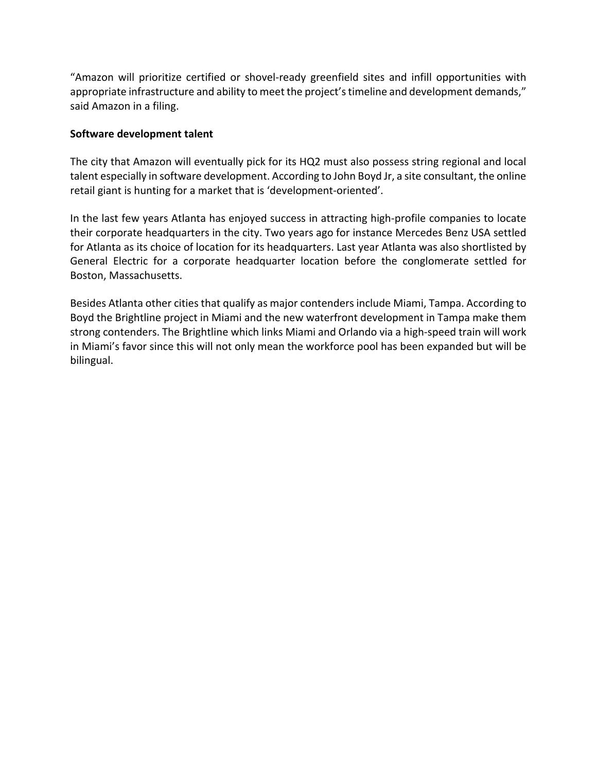"Amazon will prioritize certified or shovel-ready greenfield sites and infill opportunities with appropriate infrastructure and ability to meet the project's timeline and development demands," said Amazon in a filing.

**Software development talent**

The city that Amazon will eventually pick for its HQ2 must also possess string regional and local talent especially in software development. According to John Boyd Jr, a site consultant, the online retail giant is hunting for a market that is 'development-oriented'.

In the last few years Atlanta has enjoyed success in attracting high-profile companies to locate their corporate headquarters in the city. Two years ago for instance Mercedes Benz USA settled for Atlanta as its choice of location for its headquarters. Last year Atlanta was also shortlisted by General Electric for a corporate headquarter location before the conglomerate settled for Boston, Massachusetts.

Besides Atlanta other cities that qualify as major contenders include Miami, Tampa. According to Boyd the Brightline project in Miami and the new waterfront development in Tampa make them strong contenders. The Brightline which links Miami and Orlando via a high-speed train will work in Miami's favor since this will not only mean the workforce pool has been expanded but will be bilingual.